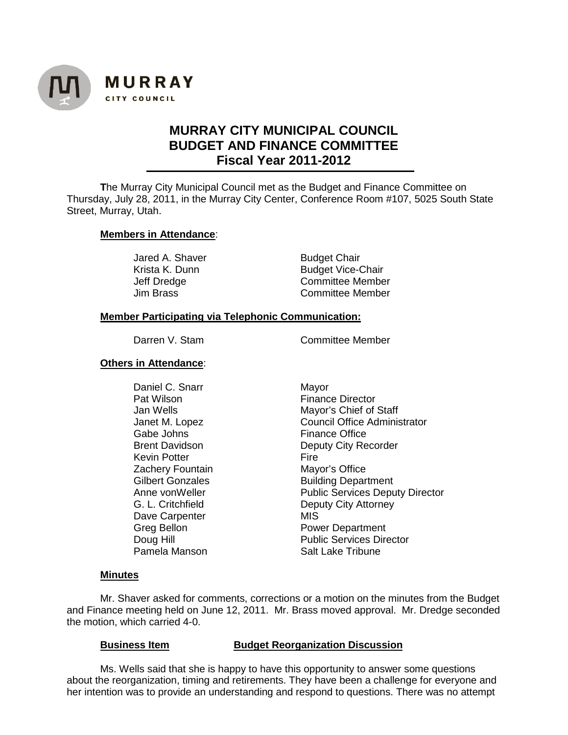MURRAY
CITY COUNCIL

# MURRAY CITY MUNICIPAL COUNCIL BUDGET AND FINANCE COMMITTEE Fiscal Year 2011-2012

**T**he Murray City Municipal Council met as the Budget and Finance Committee on Thursday, July 28, 2011, in the Murray City Center, Conference Room #107, 5025 South State Street, Murray, Utah.

**Members in Attendance**:

| | |
|---|---|
| Jared A. Shaver | Budget Chair |
| Krista K. Dunn | Budget Vice-Chair |
| Jeff Dredge | Committee Member |
| Jim Brass | Committee Member |

**Member Participating via Telephonic Communication:**

| | |
|---|---|
| Darren V. Stam | Committee Member |

**Others in Attendance**:

| | |
|---|---|
| Daniel C. Snarr | Mayor |
| Pat Wilson | Finance Director |
| Jan Wells | Mayor's Chief of Staff |
| Janet M. Lopez | Council Office Administrator |
| Gabe Johns | Finance Office |
| Brent Davidson | Deputy City Recorder |
| Kevin Potter | Fire |
| Zachery Fountain | Mayor's Office |
| Gilbert Gonzales | Building Department |
| Anne vonWeller | Public Services Deputy Director |
| G. L. Critchfield | Deputy City Attorney |
| Dave Carpenter | MIS |
| Greg Bellon | Power Department |
| Doug Hill | Public Services Director |
| Pamela Manson | Salt Lake Tribune |

**Minutes**

Mr. Shaver asked for comments, corrections or a motion on the minutes from the Budget and Finance meeting held on June 12, 2011. Mr. Brass moved approval. Mr. Dredge seconded the motion, which carried 4-0.

**Business Item** **Budget Reorganization Discussion**

Ms. Wells said that she is happy to have this opportunity to answer some questions about the reorganization, timing and retirements. They have been a challenge for everyone and her intention was to provide an understanding and respond to questions. There was no attempt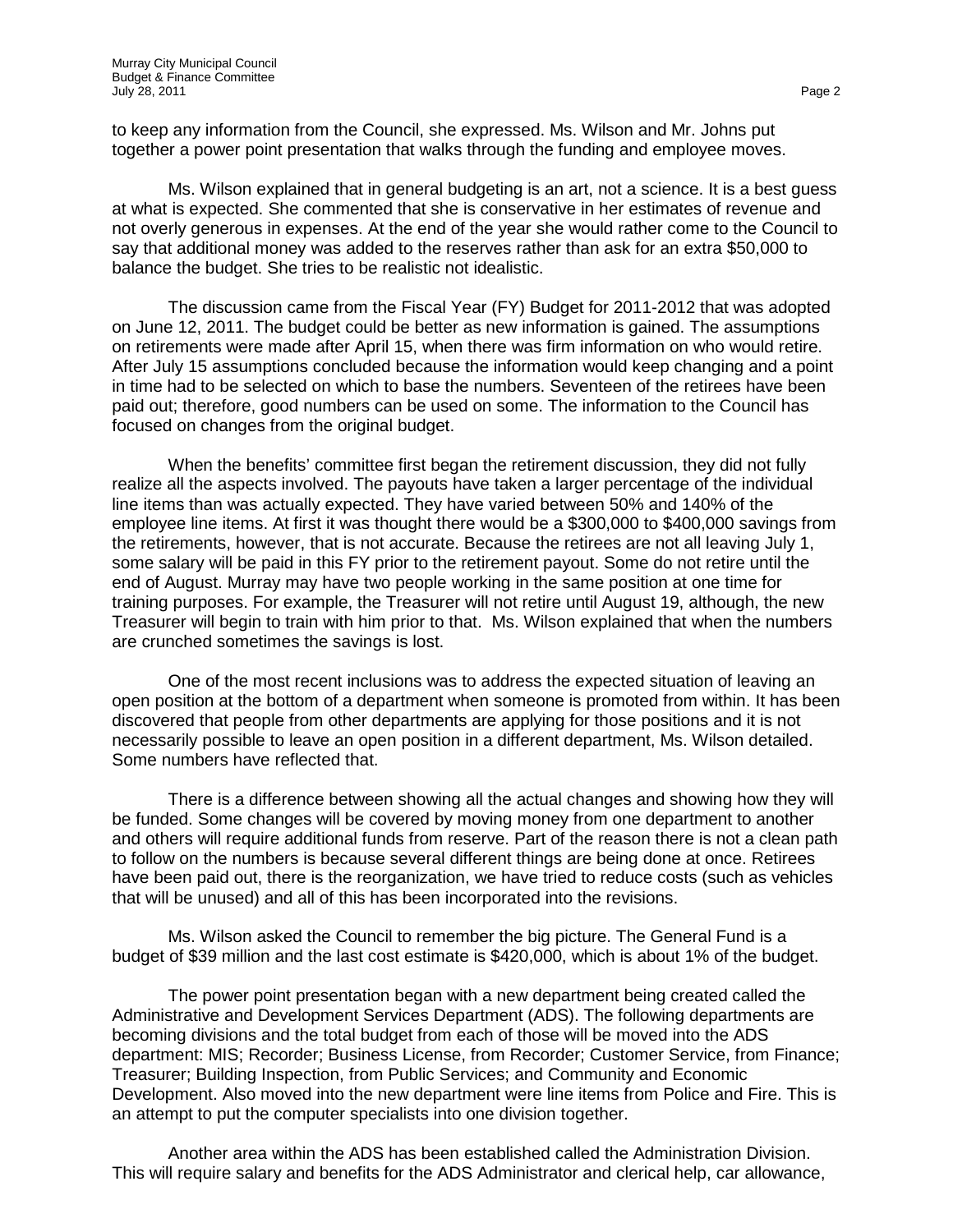to keep any information from the Council, she expressed. Ms. Wilson and Mr. Johns put together a power point presentation that walks through the funding and employee moves.

Ms. Wilson explained that in general budgeting is an art, not a science. It is a best guess at what is expected. She commented that she is conservative in her estimates of revenue and not overly generous in expenses. At the end of the year she would rather come to the Council to say that additional money was added to the reserves rather than ask for an extra $50,000 to balance the budget. She tries to be realistic not idealistic.

The discussion came from the Fiscal Year (FY) Budget for 2011-2012 that was adopted on June 12, 2011. The budget could be better as new information is gained. The assumptions on retirements were made after April 15, when there was firm information on who would retire. After July 15 assumptions concluded because the information would keep changing and a point in time had to be selected on which to base the numbers. Seventeen of the retirees have been paid out; therefore, good numbers can be used on some. The information to the Council has focused on changes from the original budget.

When the benefits' committee first began the retirement discussion, they did not fully realize all the aspects involved. The payouts have taken a larger percentage of the individual line items than was actually expected. They have varied between 50% and 140% of the employee line items. At first it was thought there would be a $300,000 to $400,000 savings from the retirements, however, that is not accurate. Because the retirees are not all leaving July 1, some salary will be paid in this FY prior to the retirement payout. Some do not retire until the end of August. Murray may have two people working in the same position at one time for training purposes. For example, the Treasurer will not retire until August 19, although, the new Treasurer will begin to train with him prior to that. Ms. Wilson explained that when the numbers are crunched sometimes the savings is lost.

One of the most recent inclusions was to address the expected situation of leaving an open position at the bottom of a department when someone is promoted from within. It has been discovered that people from other departments are applying for those positions and it is not necessarily possible to leave an open position in a different department, Ms. Wilson detailed. Some numbers have reflected that.

There is a difference between showing all the actual changes and showing how they will be funded. Some changes will be covered by moving money from one department to another and others will require additional funds from reserve. Part of the reason there is not a clean path to follow on the numbers is because several different things are being done at once. Retirees have been paid out, there is the reorganization, we have tried to reduce costs (such as vehicles that will be unused) and all of this has been incorporated into the revisions.

Ms. Wilson asked the Council to remember the big picture. The General Fund is a budget of $39 million and the last cost estimate is $420,000, which is about 1% of the budget.

The power point presentation began with a new department being created called the Administrative and Development Services Department (ADS). The following departments are becoming divisions and the total budget from each of those will be moved into the ADS department: MIS; Recorder; Business License, from Recorder; Customer Service, from Finance; Treasurer; Building Inspection, from Public Services; and Community and Economic Development. Also moved into the new department were line items from Police and Fire. This is an attempt to put the computer specialists into one division together.

Another area within the ADS has been established called the Administration Division. This will require salary and benefits for the ADS Administrator and clerical help, car allowance,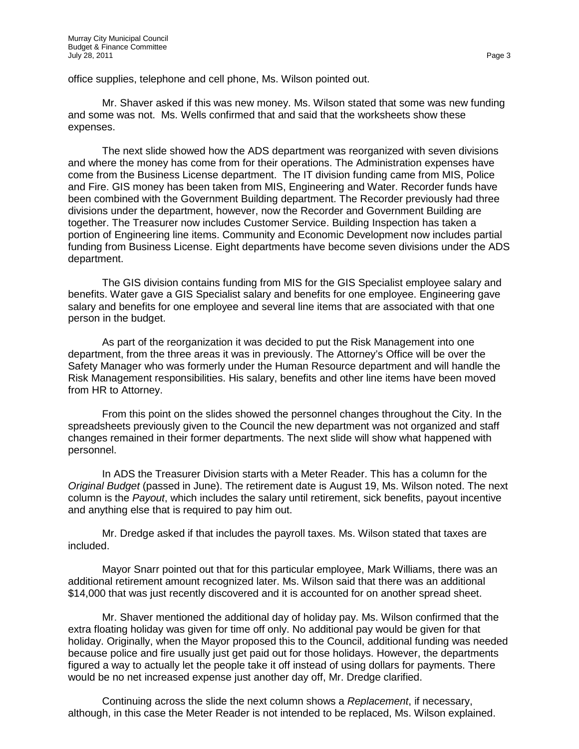office supplies, telephone and cell phone, Ms. Wilson pointed out.

Mr. Shaver asked if this was new money. Ms. Wilson stated that some was new funding and some was not. Ms. Wells confirmed that and said that the worksheets show these expenses.

The next slide showed how the ADS department was reorganized with seven divisions and where the money has come from for their operations. The Administration expenses have come from the Business License department. The IT division funding came from MIS, Police and Fire. GIS money has been taken from MIS, Engineering and Water. Recorder funds have been combined with the Government Building department. The Recorder previously had three divisions under the department, however, now the Recorder and Government Building are together. The Treasurer now includes Customer Service. Building Inspection has taken a portion of Engineering line items. Community and Economic Development now includes partial funding from Business License. Eight departments have become seven divisions under the ADS department.

The GIS division contains funding from MIS for the GIS Specialist employee salary and benefits. Water gave a GIS Specialist salary and benefits for one employee. Engineering gave salary and benefits for one employee and several line items that are associated with that one person in the budget.

As part of the reorganization it was decided to put the Risk Management into one department, from the three areas it was in previously. The Attorney's Office will be over the Safety Manager who was formerly under the Human Resource department and will handle the Risk Management responsibilities. His salary, benefits and other line items have been moved from HR to Attorney.

From this point on the slides showed the personnel changes throughout the City. In the spreadsheets previously given to the Council the new department was not organized and staff changes remained in their former departments. The next slide will show what happened with personnel.

In ADS the Treasurer Division starts with a Meter Reader. This has a column for the *Original Budget* (passed in June). The retirement date is August 19, Ms. Wilson noted. The next column is the *Payout*, which includes the salary until retirement, sick benefits, payout incentive and anything else that is required to pay him out.

Mr. Dredge asked if that includes the payroll taxes. Ms. Wilson stated that taxes are included.

Mayor Snarr pointed out that for this particular employee, Mark Williams, there was an additional retirement amount recognized later. Ms. Wilson said that there was an additional $14,000 that was just recently discovered and it is accounted for on another spread sheet.

Mr. Shaver mentioned the additional day of holiday pay. Ms. Wilson confirmed that the extra floating holiday was given for time off only. No additional pay would be given for that holiday. Originally, when the Mayor proposed this to the Council, additional funding was needed because police and fire usually just get paid out for those holidays. However, the departments figured a way to actually let the people take it off instead of using dollars for payments. There would be no net increased expense just another day off, Mr. Dredge clarified.

Continuing across the slide the next column shows a *Replacement*, if necessary, although, in this case the Meter Reader is not intended to be replaced, Ms. Wilson explained.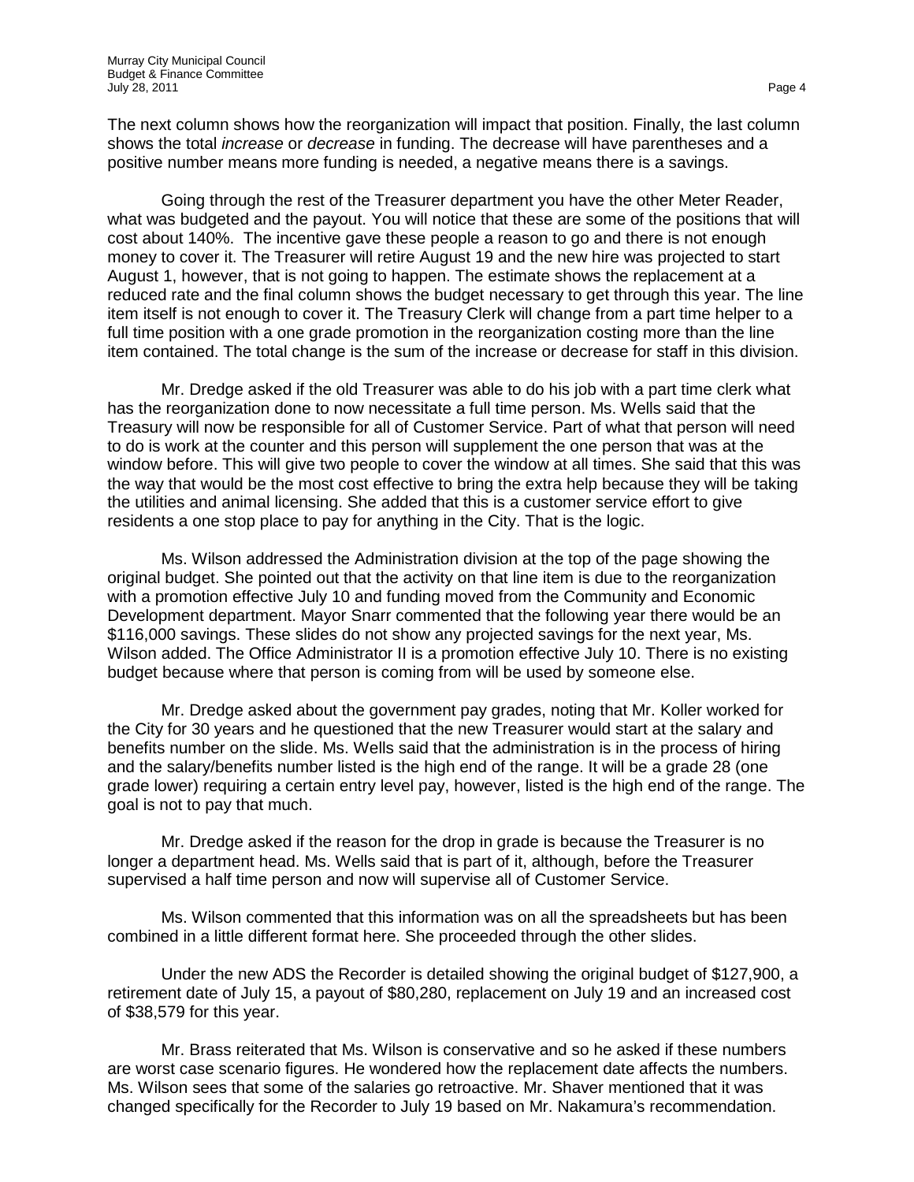The next column shows how the reorganization will impact that position. Finally, the last column shows the total *increase* or *decrease* in funding. The decrease will have parentheses and a positive number means more funding is needed, a negative means there is a savings.

Going through the rest of the Treasurer department you have the other Meter Reader, what was budgeted and the payout. You will notice that these are some of the positions that will cost about 140%. The incentive gave these people a reason to go and there is not enough money to cover it. The Treasurer will retire August 19 and the new hire was projected to start August 1, however, that is not going to happen. The estimate shows the replacement at a reduced rate and the final column shows the budget necessary to get through this year. The line item itself is not enough to cover it. The Treasury Clerk will change from a part time helper to a full time position with a one grade promotion in the reorganization costing more than the line item contained. The total change is the sum of the increase or decrease for staff in this division.

Mr. Dredge asked if the old Treasurer was able to do his job with a part time clerk what has the reorganization done to now necessitate a full time person. Ms. Wells said that the Treasury will now be responsible for all of Customer Service. Part of what that person will need to do is work at the counter and this person will supplement the one person that was at the window before. This will give two people to cover the window at all times. She said that this was the way that would be the most cost effective to bring the extra help because they will be taking the utilities and animal licensing. She added that this is a customer service effort to give residents a one stop place to pay for anything in the City. That is the logic.

Ms. Wilson addressed the Administration division at the top of the page showing the original budget. She pointed out that the activity on that line item is due to the reorganization with a promotion effective July 10 and funding moved from the Community and Economic Development department. Mayor Snarr commented that the following year there would be an $116,000 savings. These slides do not show any projected savings for the next year, Ms. Wilson added. The Office Administrator II is a promotion effective July 10. There is no existing budget because where that person is coming from will be used by someone else.

Mr. Dredge asked about the government pay grades, noting that Mr. Koller worked for the City for 30 years and he questioned that the new Treasurer would start at the salary and benefits number on the slide. Ms. Wells said that the administration is in the process of hiring and the salary/benefits number listed is the high end of the range. It will be a grade 28 (one grade lower) requiring a certain entry level pay, however, listed is the high end of the range. The goal is not to pay that much.

Mr. Dredge asked if the reason for the drop in grade is because the Treasurer is no longer a department head. Ms. Wells said that is part of it, although, before the Treasurer supervised a half time person and now will supervise all of Customer Service.

Ms. Wilson commented that this information was on all the spreadsheets but has been combined in a little different format here. She proceeded through the other slides.

Under the new ADS the Recorder is detailed showing the original budget of $127,900, a retirement date of July 15, a payout of $80,280, replacement on July 19 and an increased cost of $38,579 for this year.

Mr. Brass reiterated that Ms. Wilson is conservative and so he asked if these numbers are worst case scenario figures. He wondered how the replacement date affects the numbers. Ms. Wilson sees that some of the salaries go retroactive. Mr. Shaver mentioned that it was changed specifically for the Recorder to July 19 based on Mr. Nakamura's recommendation.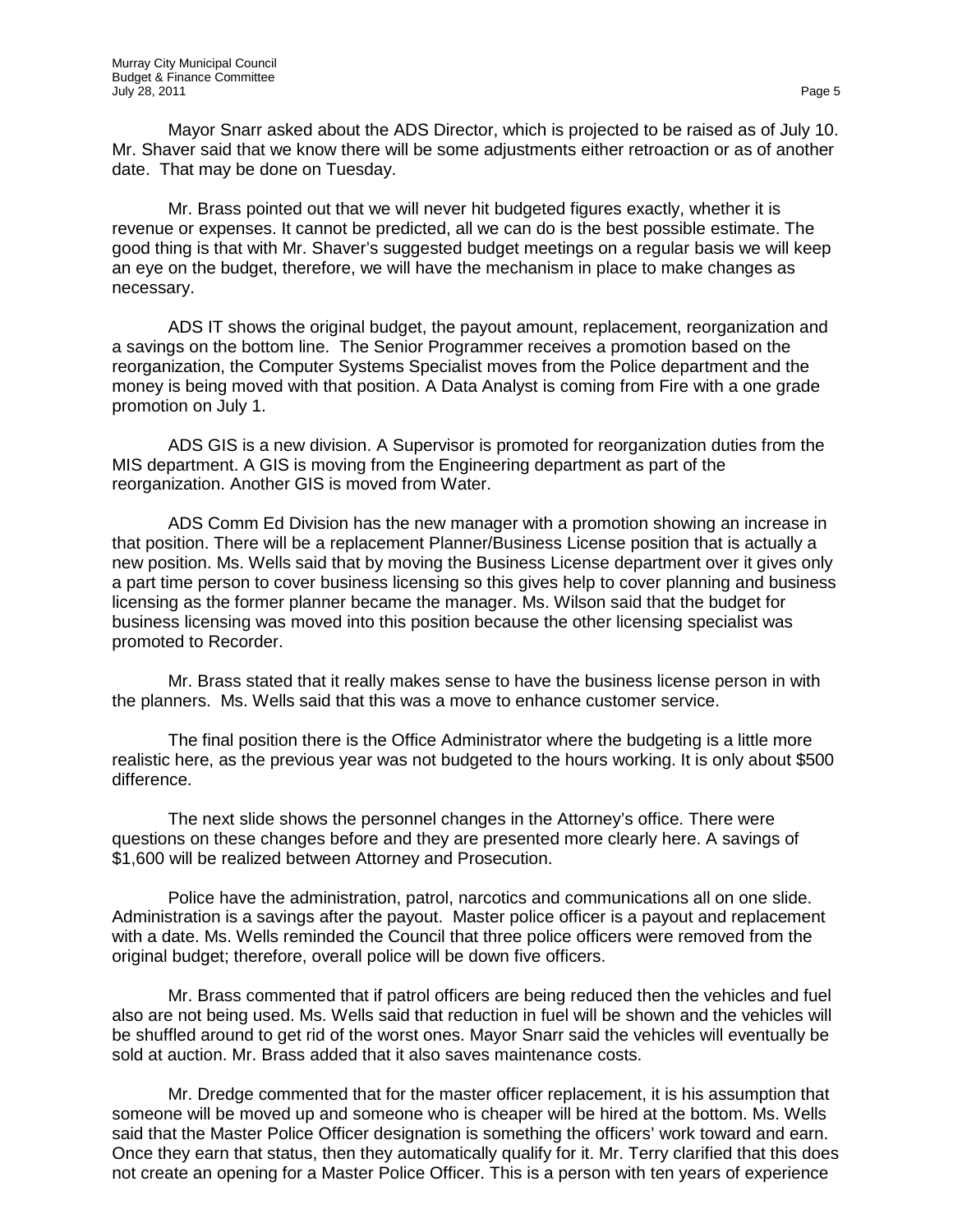Mayor Snarr asked about the ADS Director, which is projected to be raised as of July 10. Mr. Shaver said that we know there will be some adjustments either retroaction or as of another date. That may be done on Tuesday.

Mr. Brass pointed out that we will never hit budgeted figures exactly, whether it is revenue or expenses. It cannot be predicted, all we can do is the best possible estimate. The good thing is that with Mr. Shaver's suggested budget meetings on a regular basis we will keep an eye on the budget, therefore, we will have the mechanism in place to make changes as necessary.

ADS IT shows the original budget, the payout amount, replacement, reorganization and a savings on the bottom line. The Senior Programmer receives a promotion based on the reorganization, the Computer Systems Specialist moves from the Police department and the money is being moved with that position. A Data Analyst is coming from Fire with a one grade promotion on July 1.

ADS GIS is a new division. A Supervisor is promoted for reorganization duties from the MIS department. A GIS is moving from the Engineering department as part of the reorganization. Another GIS is moved from Water.

ADS Comm Ed Division has the new manager with a promotion showing an increase in that position. There will be a replacement Planner/Business License position that is actually a new position. Ms. Wells said that by moving the Business License department over it gives only a part time person to cover business licensing so this gives help to cover planning and business licensing as the former planner became the manager. Ms. Wilson said that the budget for business licensing was moved into this position because the other licensing specialist was promoted to Recorder.

Mr. Brass stated that it really makes sense to have the business license person in with the planners. Ms. Wells said that this was a move to enhance customer service.

The final position there is the Office Administrator where the budgeting is a little more realistic here, as the previous year was not budgeted to the hours working. It is only about $500 difference.

The next slide shows the personnel changes in the Attorney's office. There were questions on these changes before and they are presented more clearly here. A savings of $1,600 will be realized between Attorney and Prosecution.

Police have the administration, patrol, narcotics and communications all on one slide. Administration is a savings after the payout. Master police officer is a payout and replacement with a date. Ms. Wells reminded the Council that three police officers were removed from the original budget; therefore, overall police will be down five officers.

Mr. Brass commented that if patrol officers are being reduced then the vehicles and fuel also are not being used. Ms. Wells said that reduction in fuel will be shown and the vehicles will be shuffled around to get rid of the worst ones. Mayor Snarr said the vehicles will eventually be sold at auction. Mr. Brass added that it also saves maintenance costs.

Mr. Dredge commented that for the master officer replacement, it is his assumption that someone will be moved up and someone who is cheaper will be hired at the bottom. Ms. Wells said that the Master Police Officer designation is something the officers' work toward and earn. Once they earn that status, then they automatically qualify for it. Mr. Terry clarified that this does not create an opening for a Master Police Officer. This is a person with ten years of experience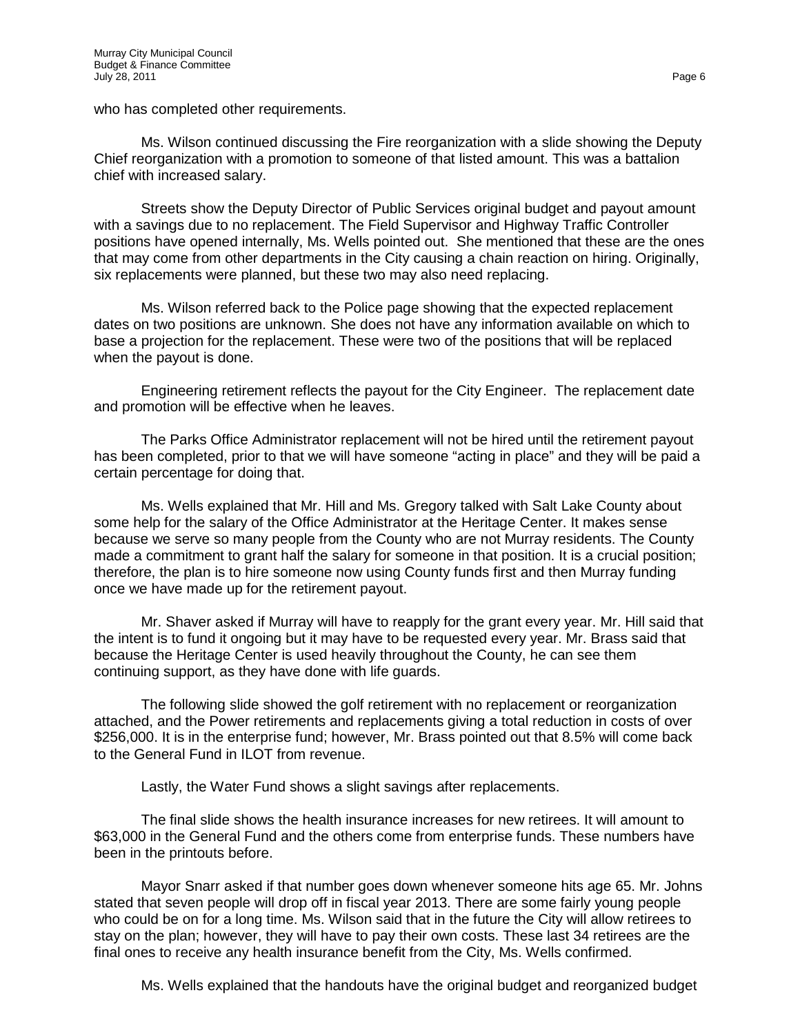who has completed other requirements.

Ms. Wilson continued discussing the Fire reorganization with a slide showing the Deputy Chief reorganization with a promotion to someone of that listed amount. This was a battalion chief with increased salary.

Streets show the Deputy Director of Public Services original budget and payout amount with a savings due to no replacement. The Field Supervisor and Highway Traffic Controller positions have opened internally, Ms. Wells pointed out. She mentioned that these are the ones that may come from other departments in the City causing a chain reaction on hiring. Originally, six replacements were planned, but these two may also need replacing.

Ms. Wilson referred back to the Police page showing that the expected replacement dates on two positions are unknown. She does not have any information available on which to base a projection for the replacement. These were two of the positions that will be replaced when the payout is done.

Engineering retirement reflects the payout for the City Engineer. The replacement date and promotion will be effective when he leaves.

The Parks Office Administrator replacement will not be hired until the retirement payout has been completed, prior to that we will have someone "acting in place" and they will be paid a certain percentage for doing that.

Ms. Wells explained that Mr. Hill and Ms. Gregory talked with Salt Lake County about some help for the salary of the Office Administrator at the Heritage Center. It makes sense because we serve so many people from the County who are not Murray residents. The County made a commitment to grant half the salary for someone in that position. It is a crucial position; therefore, the plan is to hire someone now using County funds first and then Murray funding once we have made up for the retirement payout.

Mr. Shaver asked if Murray will have to reapply for the grant every year. Mr. Hill said that the intent is to fund it ongoing but it may have to be requested every year. Mr. Brass said that because the Heritage Center is used heavily throughout the County, he can see them continuing support, as they have done with life guards.

The following slide showed the golf retirement with no replacement or reorganization attached, and the Power retirements and replacements giving a total reduction in costs of over \$256,000. It is in the enterprise fund; however, Mr. Brass pointed out that 8.5% will come back to the General Fund in ILOT from revenue.

Lastly, the Water Fund shows a slight savings after replacements.

The final slide shows the health insurance increases for new retirees. It will amount to \$63,000 in the General Fund and the others come from enterprise funds. These numbers have been in the printouts before.

Mayor Snarr asked if that number goes down whenever someone hits age 65. Mr. Johns stated that seven people will drop off in fiscal year 2013. There are some fairly young people who could be on for a long time. Ms. Wilson said that in the future the City will allow retirees to stay on the plan; however, they will have to pay their own costs. These last 34 retirees are the final ones to receive any health insurance benefit from the City, Ms. Wells confirmed.

Ms. Wells explained that the handouts have the original budget and reorganized budget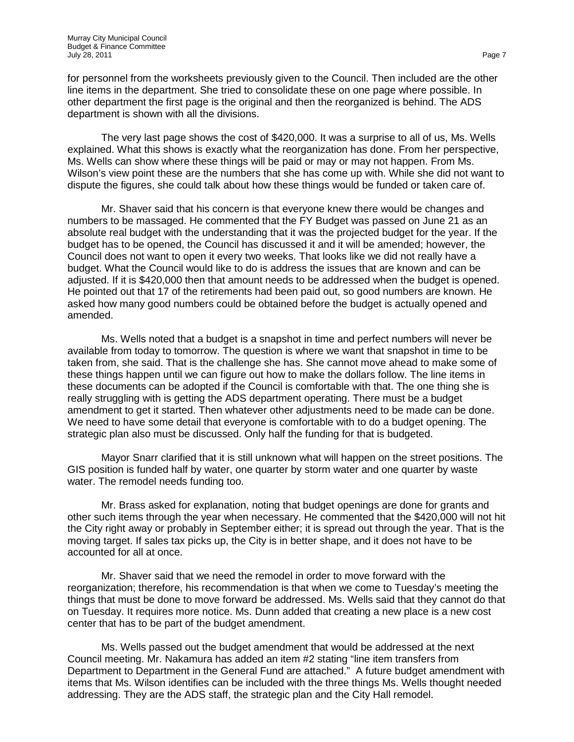for personnel from the worksheets previously given to the Council. Then included are the other line items in the department. She tried to consolidate these on one page where possible. In other department the first page is the original and then the reorganized is behind. The ADS department is shown with all the divisions.

The very last page shows the cost of $420,000. It was a surprise to all of us, Ms. Wells explained. What this shows is exactly what the reorganization has done. From her perspective, Ms. Wells can show where these things will be paid or may or may not happen. From Ms. Wilson's view point these are the numbers that she has come up with. While she did not want to dispute the figures, she could talk about how these things would be funded or taken care of.

Mr. Shaver said that his concern is that everyone knew there would be changes and numbers to be massaged. He commented that the FY Budget was passed on June 21 as an absolute real budget with the understanding that it was the projected budget for the year. If the budget has to be opened, the Council has discussed it and it will be amended; however, the Council does not want to open it every two weeks. That looks like we did not really have a budget. What the Council would like to do is address the issues that are known and can be adjusted. If it is $420,000 then that amount needs to be addressed when the budget is opened. He pointed out that 17 of the retirements had been paid out, so good numbers are known. He asked how many good numbers could be obtained before the budget is actually opened and amended.

Ms. Wells noted that a budget is a snapshot in time and perfect numbers will never be available from today to tomorrow. The question is where we want that snapshot in time to be taken from, she said. That is the challenge she has. She cannot move ahead to make some of these things happen until we can figure out how to make the dollars follow. The line items in these documents can be adopted if the Council is comfortable with that. The one thing she is really struggling with is getting the ADS department operating. There must be a budget amendment to get it started. Then whatever other adjustments need to be made can be done. We need to have some detail that everyone is comfortable with to do a budget opening. The strategic plan also must be discussed. Only half the funding for that is budgeted.

Mayor Snarr clarified that it is still unknown what will happen on the street positions. The GIS position is funded half by water, one quarter by storm water and one quarter by waste water. The remodel needs funding too.

Mr. Brass asked for explanation, noting that budget openings are done for grants and other such items through the year when necessary. He commented that the $420,000 will not hit the City right away or probably in September either; it is spread out through the year. That is the moving target. If sales tax picks up, the City is in better shape, and it does not have to be accounted for all at once.

Mr. Shaver said that we need the remodel in order to move forward with the reorganization; therefore, his recommendation is that when we come to Tuesday's meeting the things that must be done to move forward be addressed. Ms. Wells said that they cannot do that on Tuesday. It requires more notice. Ms. Dunn added that creating a new place is a new cost center that has to be part of the budget amendment.

Ms. Wells passed out the budget amendment that would be addressed at the next Council meeting. Mr. Nakamura has added an item #2 stating "line item transfers from Department to Department in the General Fund are attached." A future budget amendment with items that Ms. Wilson identifies can be included with the three things Ms. Wells thought needed addressing. They are the ADS staff, the strategic plan and the City Hall remodel.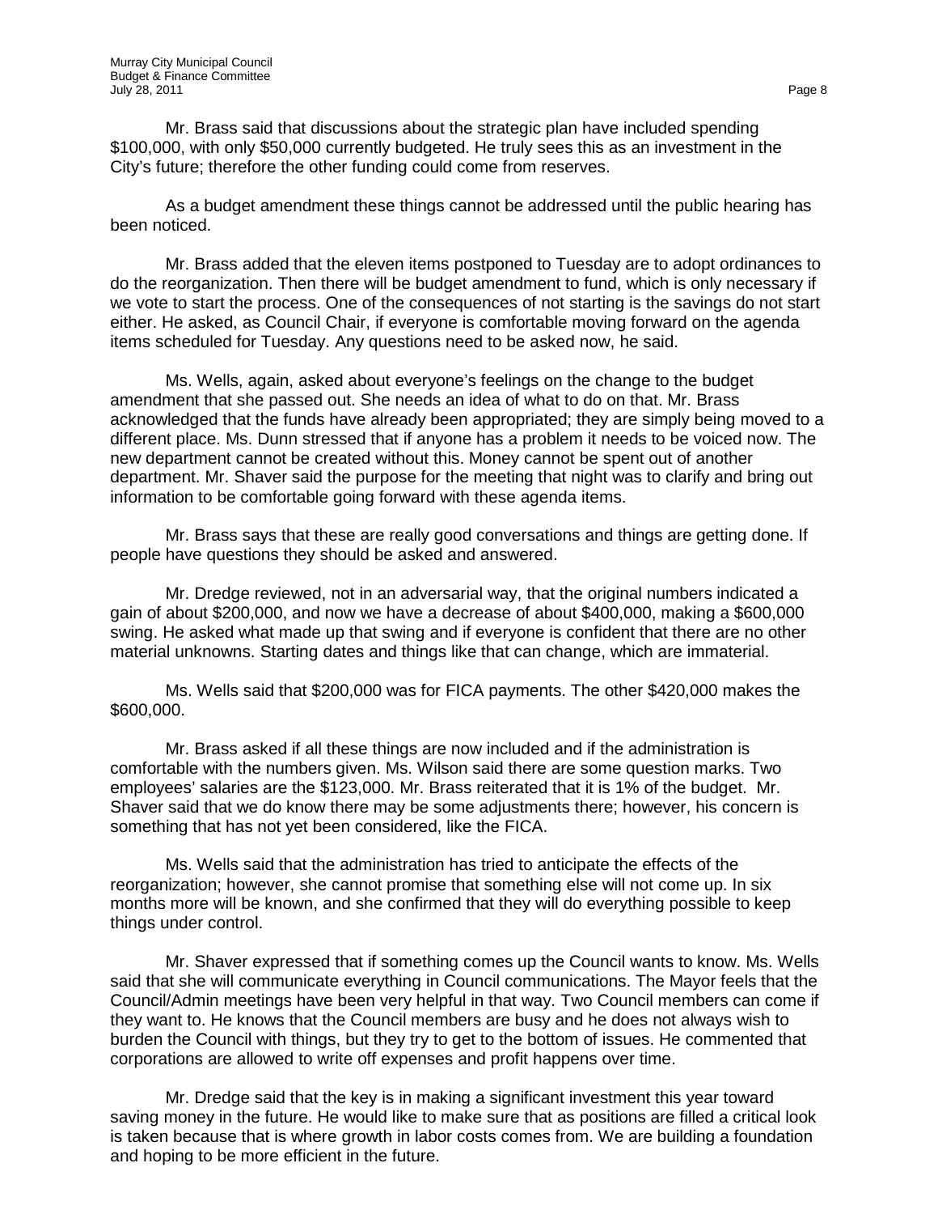Mr. Brass said that discussions about the strategic plan have included spending \$100,000, with only \$50,000 currently budgeted. He truly sees this as an investment in the City's future; therefore the other funding could come from reserves.

As a budget amendment these things cannot be addressed until the public hearing has been noticed.

Mr. Brass added that the eleven items postponed to Tuesday are to adopt ordinances to do the reorganization. Then there will be budget amendment to fund, which is only necessary if we vote to start the process. One of the consequences of not starting is the savings do not start either. He asked, as Council Chair, if everyone is comfortable moving forward on the agenda items scheduled for Tuesday. Any questions need to be asked now, he said.

Ms. Wells, again, asked about everyone's feelings on the change to the budget amendment that she passed out. She needs an idea of what to do on that. Mr. Brass acknowledged that the funds have already been appropriated; they are simply being moved to a different place. Ms. Dunn stressed that if anyone has a problem it needs to be voiced now. The new department cannot be created without this. Money cannot be spent out of another department. Mr. Shaver said the purpose for the meeting that night was to clarify and bring out information to be comfortable going forward with these agenda items.

Mr. Brass says that these are really good conversations and things are getting done. If people have questions they should be asked and answered.

Mr. Dredge reviewed, not in an adversarial way, that the original numbers indicated a gain of about \$200,000, and now we have a decrease of about \$400,000, making a \$600,000 swing. He asked what made up that swing and if everyone is confident that there are no other material unknowns. Starting dates and things like that can change, which are immaterial.

Ms. Wells said that \$200,000 was for FICA payments. The other \$420,000 makes the \$600,000.

Mr. Brass asked if all these things are now included and if the administration is comfortable with the numbers given. Ms. Wilson said there are some question marks. Two employees' salaries are the \$123,000. Mr. Brass reiterated that it is 1% of the budget. Mr. Shaver said that we do know there may be some adjustments there; however, his concern is something that has not yet been considered, like the FICA.

Ms. Wells said that the administration has tried to anticipate the effects of the reorganization; however, she cannot promise that something else will not come up. In six months more will be known, and she confirmed that they will do everything possible to keep things under control.

Mr. Shaver expressed that if something comes up the Council wants to know. Ms. Wells said that she will communicate everything in Council communications. The Mayor feels that the Council/Admin meetings have been very helpful in that way. Two Council members can come if they want to. He knows that the Council members are busy and he does not always wish to burden the Council with things, but they try to get to the bottom of issues. He commented that corporations are allowed to write off expenses and profit happens over time.

Mr. Dredge said that the key is in making a significant investment this year toward saving money in the future. He would like to make sure that as positions are filled a critical look is taken because that is where growth in labor costs comes from. We are building a foundation and hoping to be more efficient in the future.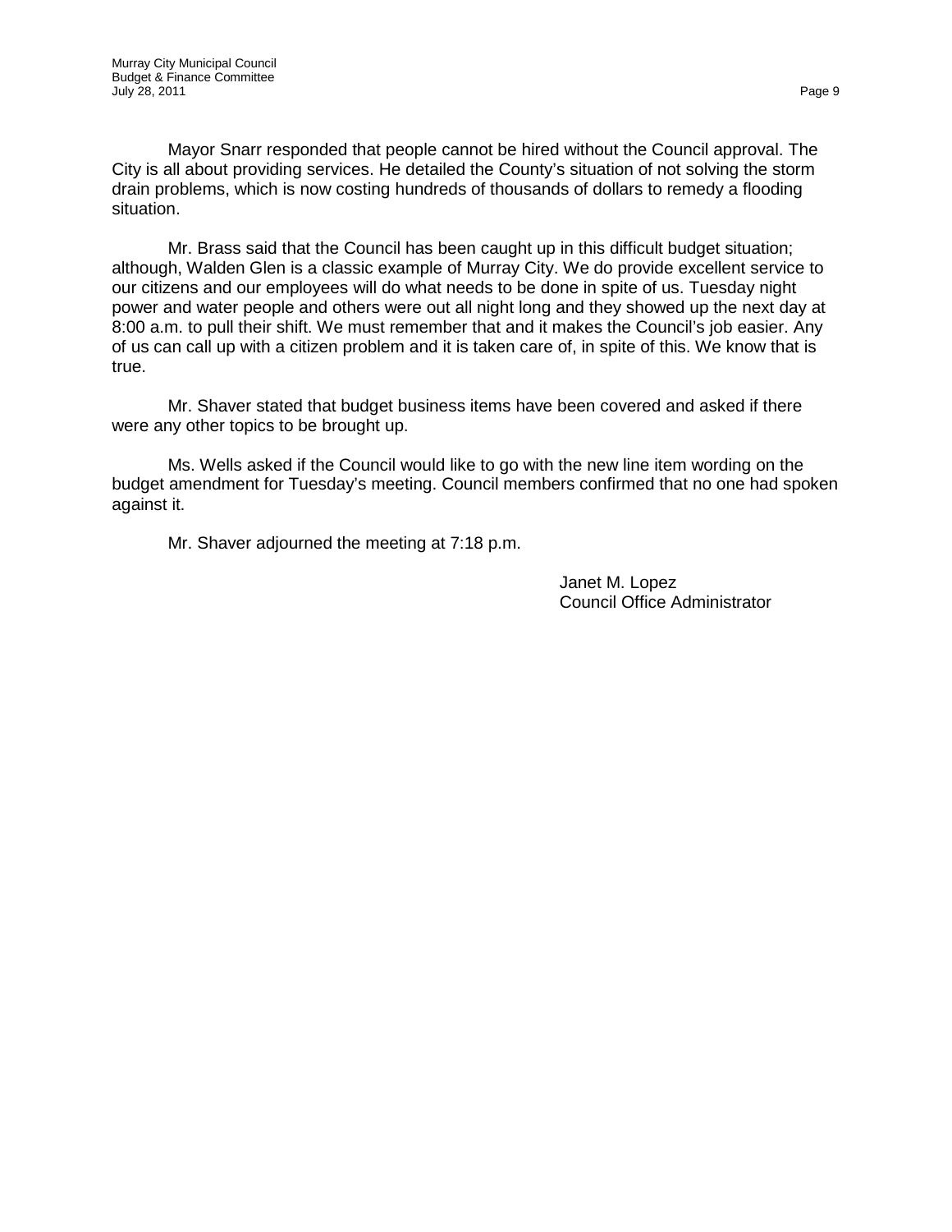Mayor Snarr responded that people cannot be hired without the Council approval. The City is all about providing services. He detailed the County's situation of not solving the storm drain problems, which is now costing hundreds of thousands of dollars to remedy a flooding situation.

Mr. Brass said that the Council has been caught up in this difficult budget situation; although, Walden Glen is a classic example of Murray City. We do provide excellent service to our citizens and our employees will do what needs to be done in spite of us. Tuesday night power and water people and others were out all night long and they showed up the next day at 8:00 a.m. to pull their shift. We must remember that and it makes the Council's job easier. Any of us can call up with a citizen problem and it is taken care of, in spite of this. We know that is true.

Mr. Shaver stated that budget business items have been covered and asked if there were any other topics to be brought up.

Ms. Wells asked if the Council would like to go with the new line item wording on the budget amendment for Tuesday's meeting. Council members confirmed that no one had spoken against it.

Mr. Shaver adjourned the meeting at 7:18 p.m.

Janet M. Lopez
Council Office Administrator